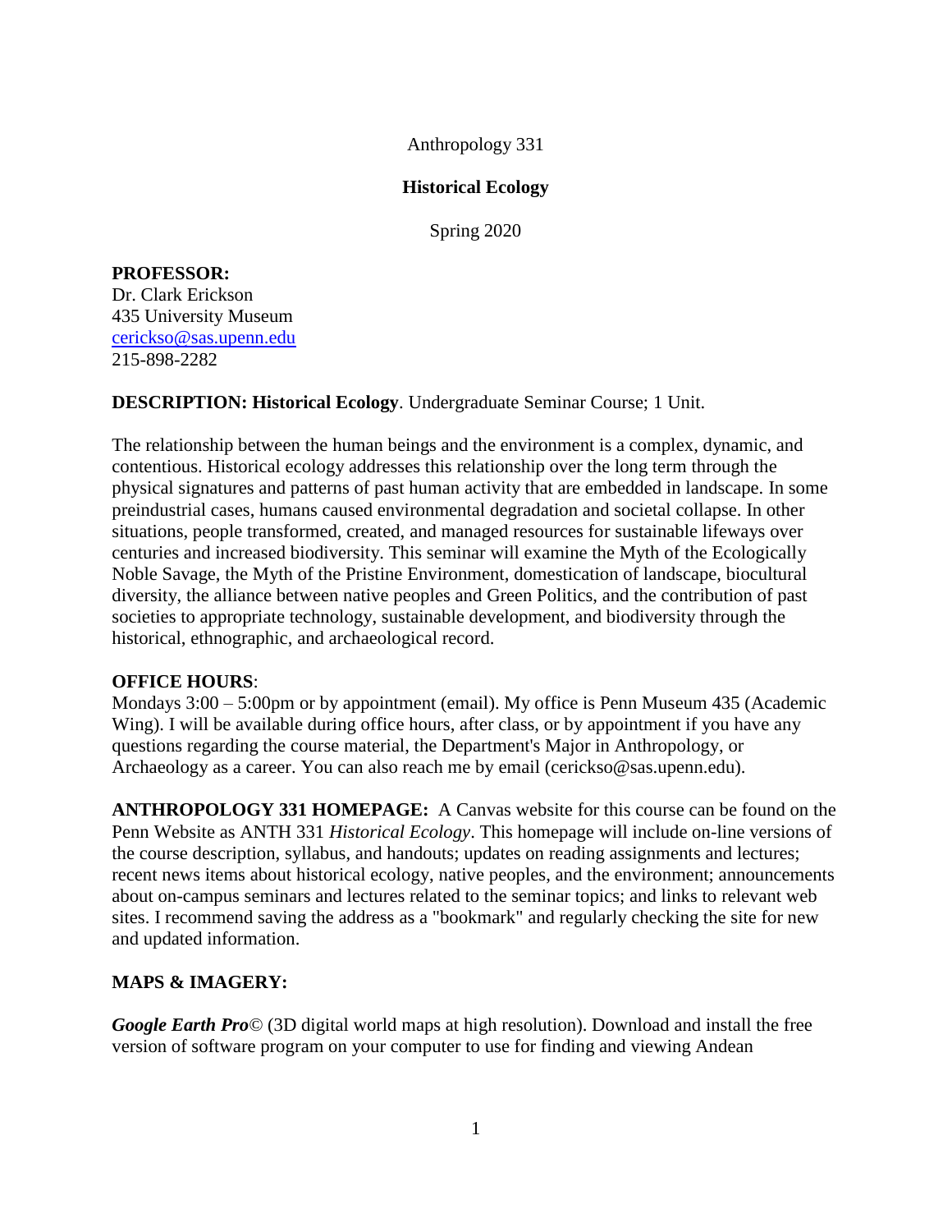Anthropology 331

**Historical Ecology**

Spring 2020

**PROFESSOR:**
Dr. Clark Erickson
435 University Museum
cerickso@sas.upenn.edu
215-898-2282

**DESCRIPTION: Historical Ecology**. Undergraduate Seminar Course; 1 Unit.

The relationship between the human beings and the environment is a complex, dynamic, and contentious. Historical ecology addresses this relationship over the long term through the physical signatures and patterns of past human activity that are embedded in landscape. In some preindustrial cases, humans caused environmental degradation and societal collapse. In other situations, people transformed, created, and managed resources for sustainable lifeways over centuries and increased biodiversity. This seminar will examine the Myth of the Ecologically Noble Savage, the Myth of the Pristine Environment, domestication of landscape, biocultural diversity, the alliance between native peoples and Green Politics, and the contribution of past societies to appropriate technology, sustainable development, and biodiversity through the historical, ethnographic, and archaeological record.

**OFFICE HOURS**:
Mondays 3:00 – 5:00pm or by appointment (email). My office is Penn Museum 435 (Academic Wing). I will be available during office hours, after class, or by appointment if you have any questions regarding the course material, the Department's Major in Anthropology, or Archaeology as a career. You can also reach me by email (cerickso@sas.upenn.edu).

**ANTHROPOLOGY 331 HOMEPAGE:** A Canvas website for this course can be found on the Penn Website as ANTH 331 *Historical Ecology*. This homepage will include on-line versions of the course description, syllabus, and handouts; updates on reading assignments and lectures; recent news items about historical ecology, native peoples, and the environment; announcements about on-campus seminars and lectures related to the seminar topics; and links to relevant web sites. I recommend saving the address as a "bookmark" and regularly checking the site for new and updated information.

**MAPS & IMAGERY:**

***Google Earth Pro***© (3D digital world maps at high resolution). Download and install the free version of software program on your computer to use for finding and viewing Andean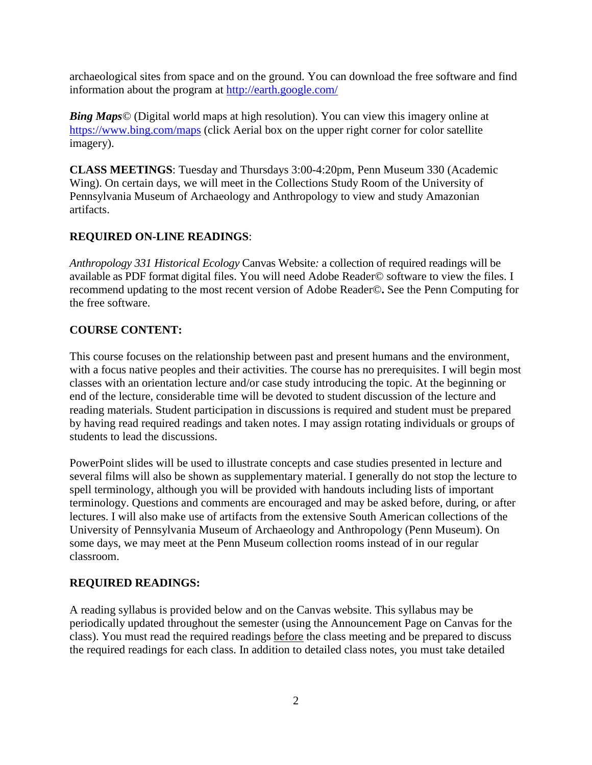archaeological sites from space and on the ground. You can download the free software and find information about the program at http://earth.google.com/

***Bing Maps***© (Digital world maps at high resolution). You can view this imagery online at https://www.bing.com/maps (click Aerial box on the upper right corner for color satellite imagery).

**CLASS MEETINGS**: Tuesday and Thursdays 3:00-4:20pm, Penn Museum 330 (Academic Wing). On certain days, we will meet in the Collections Study Room of the University of Pennsylvania Museum of Archaeology and Anthropology to view and study Amazonian artifacts.

**REQUIRED ON-LINE READINGS**:

*Anthropology 331 Historical Ecology* Canvas Website*:* a collection of required readings will be available as PDF format digital files. You will need Adobe Reader© software to view the files. I recommend updating to the most recent version of Adobe Reader©**.** See the Penn Computing for the free software.

**COURSE CONTENT:**

This course focuses on the relationship between past and present humans and the environment, with a focus native peoples and their activities. The course has no prerequisites. I will begin most classes with an orientation lecture and/or case study introducing the topic. At the beginning or end of the lecture, considerable time will be devoted to student discussion of the lecture and reading materials. Student participation in discussions is required and student must be prepared by having read required readings and taken notes. I may assign rotating individuals or groups of students to lead the discussions.

PowerPoint slides will be used to illustrate concepts and case studies presented in lecture and several films will also be shown as supplementary material. I generally do not stop the lecture to spell terminology, although you will be provided with handouts including lists of important terminology. Questions and comments are encouraged and may be asked before, during, or after lectures. I will also make use of artifacts from the extensive South American collections of the University of Pennsylvania Museum of Archaeology and Anthropology (Penn Museum). On some days, we may meet at the Penn Museum collection rooms instead of in our regular classroom.

**REQUIRED READINGS:**

A reading syllabus is provided below and on the Canvas website. This syllabus may be periodically updated throughout the semester (using the Announcement Page on Canvas for the class). You must read the required readings <u>before</u> the class meeting and be prepared to discuss the required readings for each class. In addition to detailed class notes, you must take detailed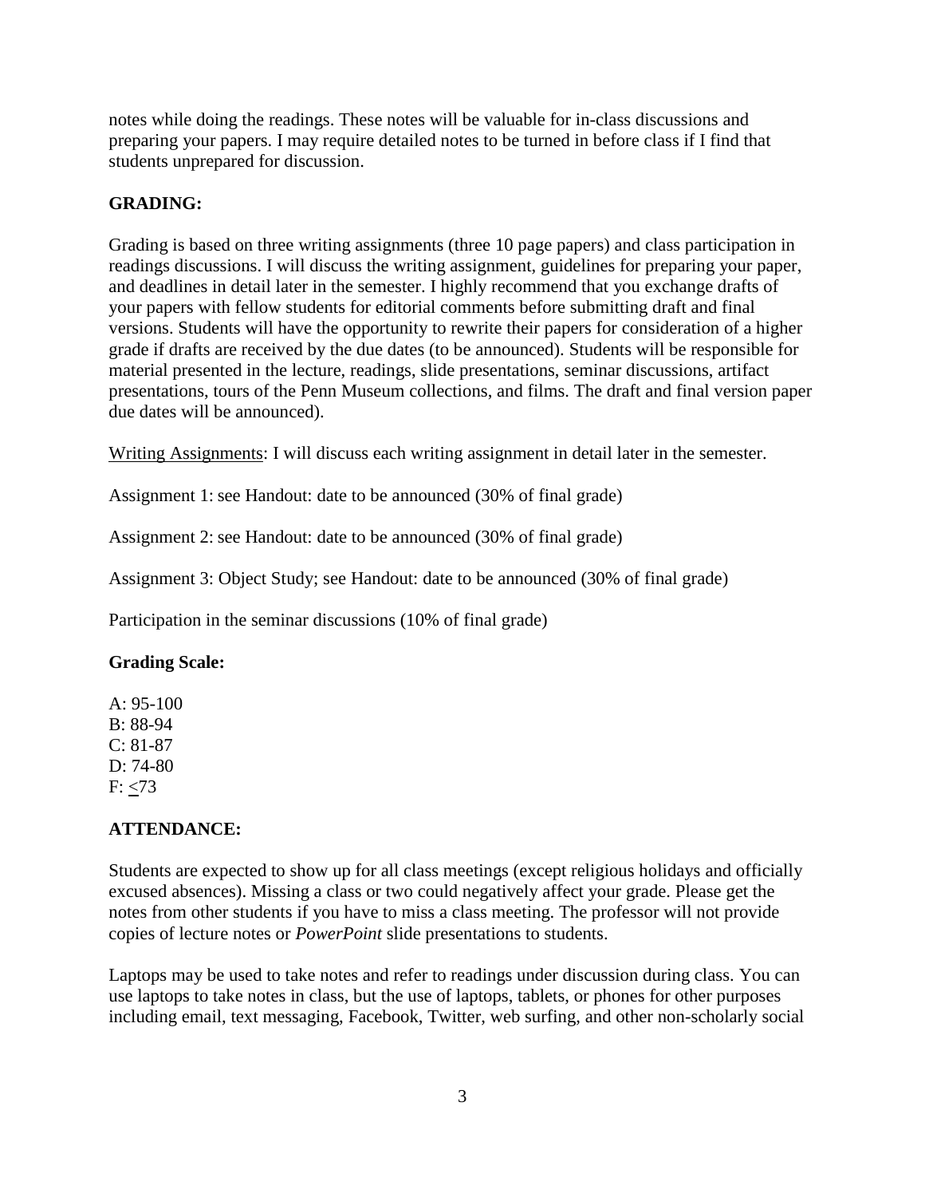notes while doing the readings. These notes will be valuable for in-class discussions and preparing your papers. I may require detailed notes to be turned in before class if I find that students unprepared for discussion.

**GRADING:**

Grading is based on three writing assignments (three 10 page papers) and class participation in readings discussions. I will discuss the writing assignment, guidelines for preparing your paper, and deadlines in detail later in the semester. I highly recommend that you exchange drafts of your papers with fellow students for editorial comments before submitting draft and final versions. Students will have the opportunity to rewrite their papers for consideration of a higher grade if drafts are received by the due dates (to be announced). Students will be responsible for material presented in the lecture, readings, slide presentations, seminar discussions, artifact presentations, tours of the Penn Museum collections, and films. The draft and final version paper due dates will be announced).

<u>Writing Assignments</u>: I will discuss each writing assignment in detail later in the semester.

Assignment 1: see Handout: date to be announced (30% of final grade)

Assignment 2: see Handout: date to be announced (30% of final grade)

Assignment 3: Object Study; see Handout: date to be announced (30% of final grade)

Participation in the seminar discussions (10% of final grade)

**Grading Scale:**

A: 95-100
B: 88-94
C: 81-87
D: 74-80
F: ≤73

**ATTENDANCE:**

Students are expected to show up for all class meetings (except religious holidays and officially excused absences). Missing a class or two could negatively affect your grade. Please get the notes from other students if you have to miss a class meeting. The professor will not provide copies of lecture notes or *PowerPoint* slide presentations to students.

Laptops may be used to take notes and refer to readings under discussion during class. You can use laptops to take notes in class, but the use of laptops, tablets, or phones for other purposes including email, text messaging, Facebook, Twitter, web surfing, and other non-scholarly social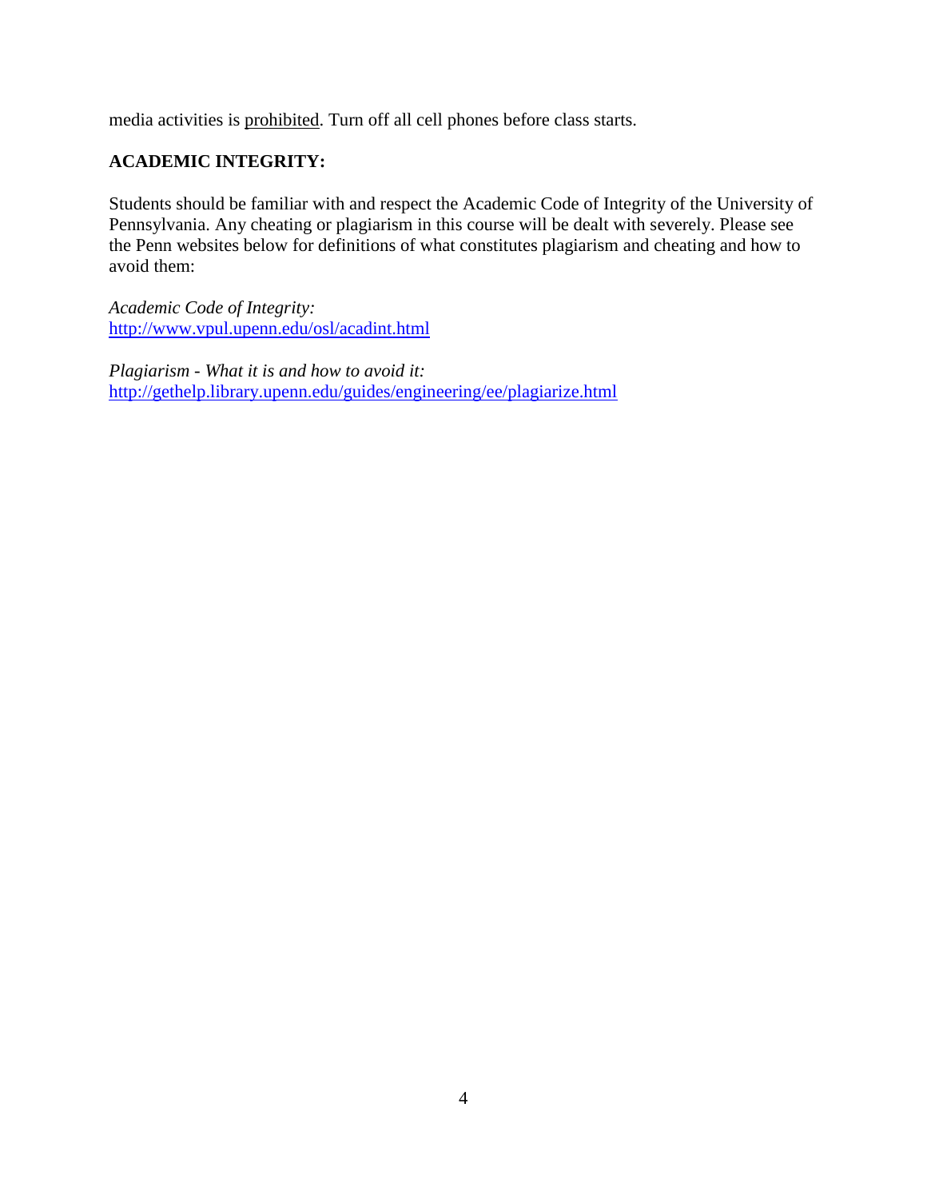media activities is prohibited. Turn off all cell phones before class starts.

**ACADEMIC INTEGRITY:**

Students should be familiar with and respect the Academic Code of Integrity of the University of Pennsylvania. Any cheating or plagiarism in this course will be dealt with severely. Please see the Penn websites below for definitions of what constitutes plagiarism and cheating and how to avoid them:

*Academic Code of Integrity:*
http://www.vpul.upenn.edu/osl/acadint.html

*Plagiarism - What it is and how to avoid it:*
http://gethelp.library.upenn.edu/guides/engineering/ee/plagiarize.html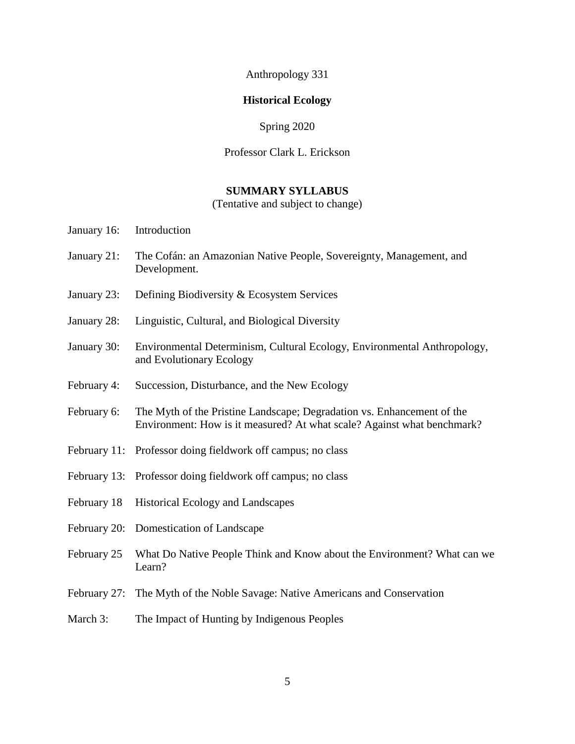Anthropology 331

**Historical Ecology**

Spring 2020

Professor Clark L. Erickson

**SUMMARY SYLLABUS**

(Tentative and subject to change)

| | |
|---|---|
| January 16: | Introduction |
| January 21: | The Cofán: an Amazonian Native People, Sovereignty, Management, and Development. |
| January 23: | Defining Biodiversity & Ecosystem Services |
| January 28: | Linguistic, Cultural, and Biological Diversity |
| January 30: | Environmental Determinism, Cultural Ecology, Environmental Anthropology, and Evolutionary Ecology |
| February 4: | Succession, Disturbance, and the New Ecology |
| February 6: | The Myth of the Pristine Landscape; Degradation vs. Enhancement of the Environment: How is it measured? At what scale? Against what benchmark? |
| February 11: | Professor doing fieldwork off campus; no class |
| February 13: | Professor doing fieldwork off campus; no class |
| February 18 | Historical Ecology and Landscapes |
| February 20: | Domestication of Landscape |
| February 25 | What Do Native People Think and Know about the Environment? What can we Learn? |
| February 27: | The Myth of the Noble Savage: Native Americans and Conservation |
| March 3: | The Impact of Hunting by Indigenous Peoples |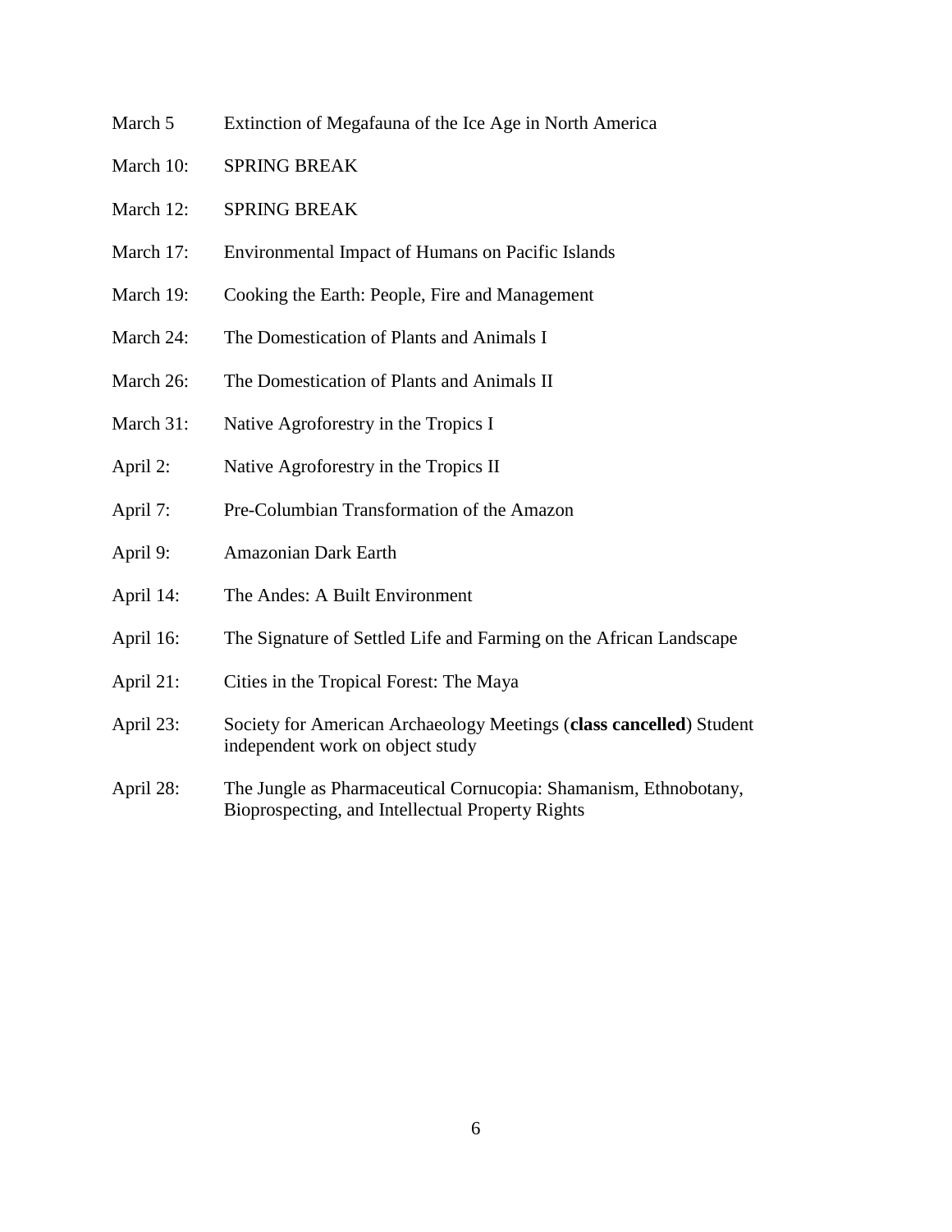March 5 Extinction of Megafauna of the Ice Age in North America

March 10: SPRING BREAK

March 12: SPRING BREAK

March 17: Environmental Impact of Humans on Pacific Islands

March 19: Cooking the Earth: People, Fire and Management

March 24: The Domestication of Plants and Animals I

March 26: The Domestication of Plants and Animals II

March 31: Native Agroforestry in the Tropics I

April 2: Native Agroforestry in the Tropics II

April 7: Pre-Columbian Transformation of the Amazon

April 9: Amazonian Dark Earth

April 14: The Andes: A Built Environment

April 16: The Signature of Settled Life and Farming on the African Landscape

April 21: Cities in the Tropical Forest: The Maya

April 23: Society for American Archaeology Meetings (**class cancelled**) Student independent work on object study

April 28: The Jungle as Pharmaceutical Cornucopia: Shamanism, Ethnobotany, Bioprospecting, and Intellectual Property Rights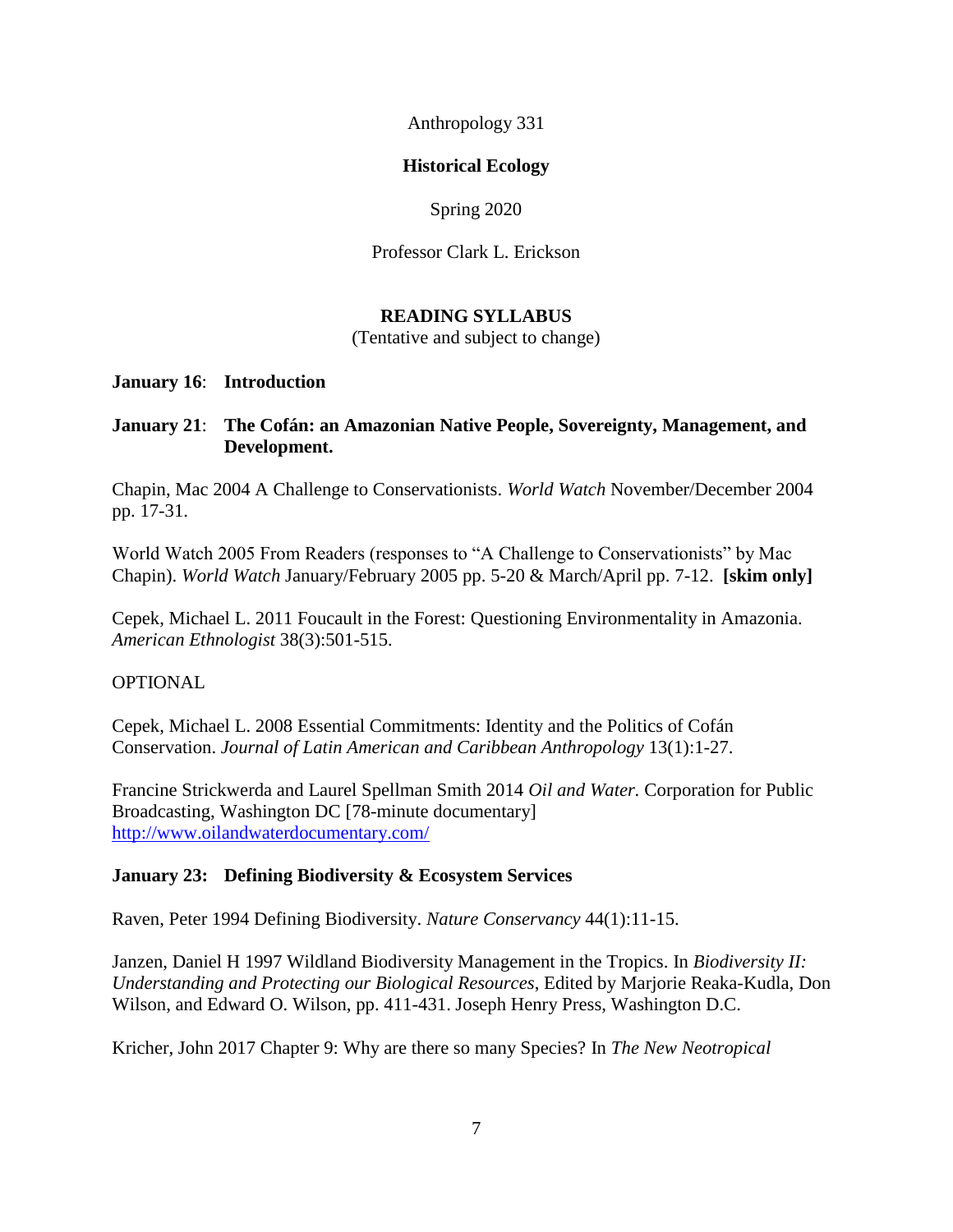Anthropology 331

**Historical Ecology**

Spring 2020

Professor Clark L. Erickson

**READING SYLLABUS**

(Tentative and subject to change)

**January 16**: **Introduction**

**January 21**: **The Cofán: an Amazonian Native People, Sovereignty, Management, and Development.**

Chapin, Mac 2004 A Challenge to Conservationists. *World Watch* November/December 2004 pp. 17-31.

World Watch 2005 From Readers (responses to "A Challenge to Conservationists" by Mac Chapin). *World Watch* January/February 2005 pp. 5-20 & March/April pp. 7-12. **[skim only]**

Cepek, Michael L. 2011 Foucault in the Forest: Questioning Environmentality in Amazonia. *American Ethnologist* 38(3):501-515.

OPTIONAL

Cepek, Michael L. 2008 Essential Commitments: Identity and the Politics of Cofán Conservation. *Journal of Latin American and Caribbean Anthropology* 13(1):1-27.

Francine Strickwerda and Laurel Spellman Smith 2014 *Oil and Water.* Corporation for Public Broadcasting, Washington DC [78-minute documentary] http://www.oilandwaterdocumentary.com/

**January 23: Defining Biodiversity & Ecosystem Services**

Raven, Peter 1994 Defining Biodiversity. *Nature Conservancy* 44(1):11-15.

Janzen, Daniel H 1997 Wildland Biodiversity Management in the Tropics. In *Biodiversity II: Understanding and Protecting our Biological Resources,* Edited by Marjorie Reaka-Kudla, Don Wilson, and Edward O. Wilson, pp. 411-431. Joseph Henry Press, Washington D.C.

Kricher, John 2017 Chapter 9: Why are there so many Species? In *The New Neotropical*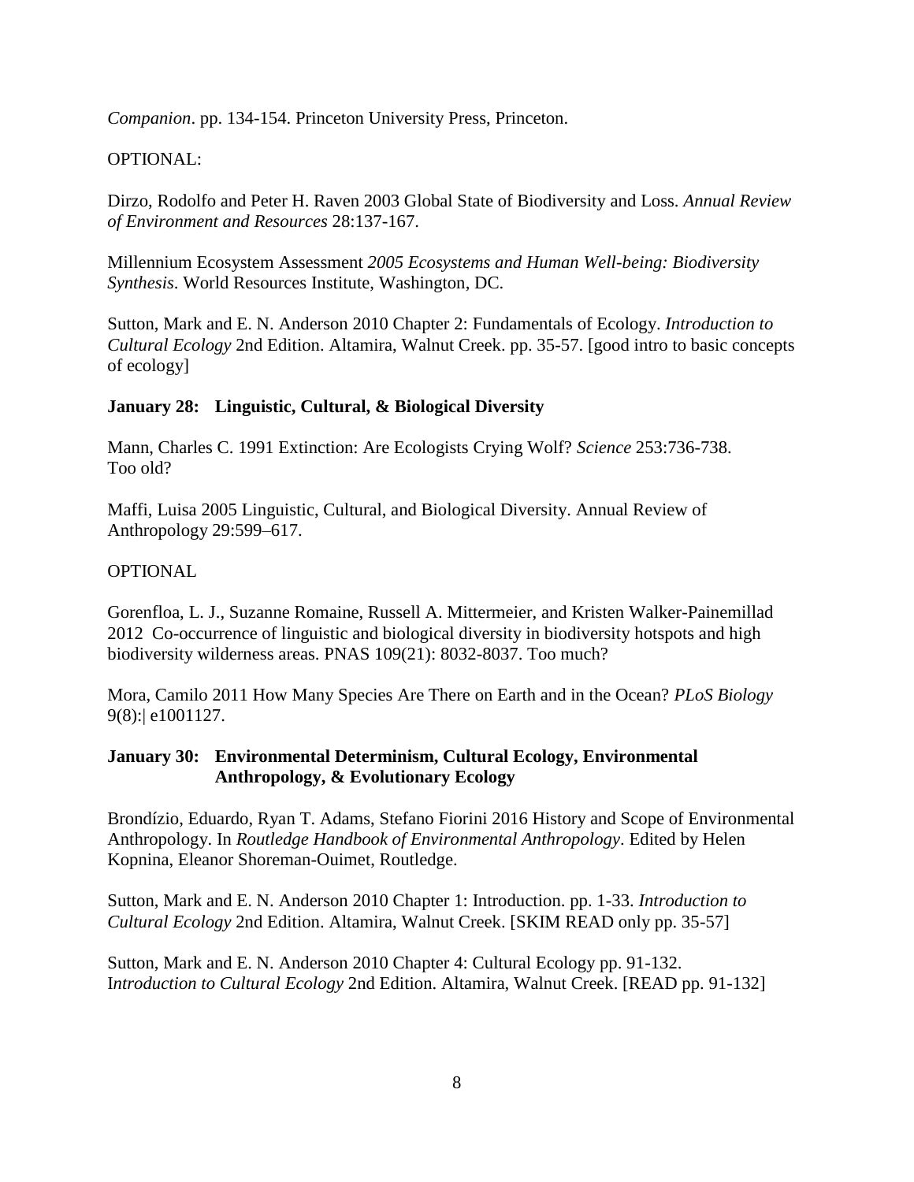*Companion*. pp. 134-154. Princeton University Press, Princeton.

OPTIONAL:

Dirzo, Rodolfo and Peter H. Raven 2003 Global State of Biodiversity and Loss. *Annual Review of Environment and Resources* 28:137-167.

Millennium Ecosystem Assessment *2005 Ecosystems and Human Well-being: Biodiversity Synthesis*. World Resources Institute, Washington, DC.

Sutton, Mark and E. N. Anderson 2010 Chapter 2: Fundamentals of Ecology. *Introduction to Cultural Ecology* 2nd Edition. Altamira, Walnut Creek. pp. 35-57. [good intro to basic concepts of ecology]

**January 28: Linguistic, Cultural, & Biological Diversity**

Mann, Charles C. 1991 Extinction: Are Ecologists Crying Wolf? *Science* 253:736-738. Too old?

Maffi, Luisa 2005 Linguistic, Cultural, and Biological Diversity. Annual Review of Anthropology 29:599–617.

OPTIONAL

Gorenfloa, L. J., Suzanne Romaine, Russell A. Mittermeier, and Kristen Walker-Painemillad 2012 Co-occurrence of linguistic and biological diversity in biodiversity hotspots and high biodiversity wilderness areas. PNAS 109(21): 8032-8037. Too much?

Mora, Camilo 2011 How Many Species Are There on Earth and in the Ocean? *PLoS Biology* 9(8):| e1001127.

**January 30: Environmental Determinism, Cultural Ecology, Environmental Anthropology, & Evolutionary Ecology**

Brondízio, Eduardo, Ryan T. Adams, Stefano Fiorini 2016 History and Scope of Environmental Anthropology. In *Routledge Handbook of Environmental Anthropology*. Edited by Helen Kopnina, Eleanor Shoreman-Ouimet, Routledge.

Sutton, Mark and E. N. Anderson 2010 Chapter 1: Introduction. pp. 1-33. *Introduction to Cultural Ecology* 2nd Edition. Altamira, Walnut Creek. [SKIM READ only pp. 35-57]

Sutton, Mark and E. N. Anderson 2010 Chapter 4: Cultural Ecology pp. 91-132. I*ntroduction to Cultural Ecology* 2nd Edition. Altamira, Walnut Creek. [READ pp. 91-132]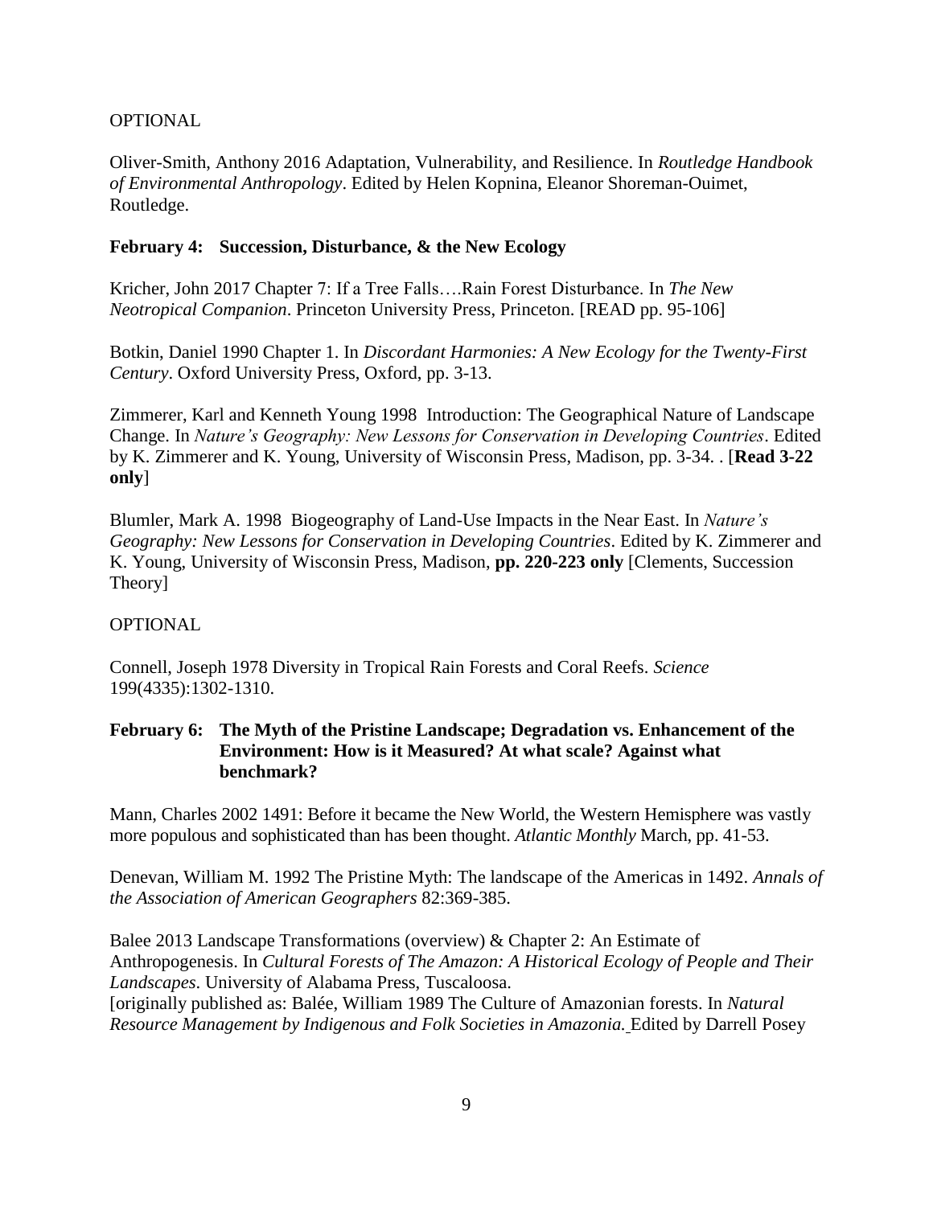OPTIONAL

Oliver-Smith, Anthony 2016 Adaptation, Vulnerability, and Resilience. In *Routledge Handbook of Environmental Anthropology*. Edited by Helen Kopnina, Eleanor Shoreman-Ouimet, Routledge.

**February 4: Succession, Disturbance, & the New Ecology**

Kricher, John 2017 Chapter 7: If a Tree Falls….Rain Forest Disturbance. In *The New Neotropical Companion*. Princeton University Press, Princeton. [READ pp. 95-106]

Botkin, Daniel 1990 Chapter 1. In *Discordant Harmonies: A New Ecology for the Twenty-First Century*. Oxford University Press, Oxford, pp. 3-13.

Zimmerer, Karl and Kenneth Young 1998 Introduction: The Geographical Nature of Landscape Change. In *Nature's Geography: New Lessons for Conservation in Developing Countries*. Edited by K. Zimmerer and K. Young, University of Wisconsin Press, Madison, pp. 3-34. . [**Read 3-22 only**]

Blumler, Mark A. 1998 Biogeography of Land-Use Impacts in the Near East. In *Nature's Geography: New Lessons for Conservation in Developing Countries*. Edited by K. Zimmerer and K. Young, University of Wisconsin Press, Madison, **pp. 220-223 only** [Clements, Succession Theory]

OPTIONAL

Connell, Joseph 1978 Diversity in Tropical Rain Forests and Coral Reefs. *Science* 199(4335):1302-1310.

**February 6: The Myth of the Pristine Landscape; Degradation vs. Enhancement of the Environment: How is it Measured? At what scale? Against what benchmark?**

Mann, Charles 2002 1491: Before it became the New World, the Western Hemisphere was vastly more populous and sophisticated than has been thought. *Atlantic Monthly* March, pp. 41-53.

Denevan, William M. 1992 The Pristine Myth: The landscape of the Americas in 1492. *Annals of the Association of American Geographers* 82:369-385.

Balee 2013 Landscape Transformations (overview) & Chapter 2: An Estimate of Anthropogenesis. In *Cultural Forests of The Amazon: A Historical Ecology of People and Their Landscapes*. University of Alabama Press, Tuscaloosa.
[originally published as: Balée, William 1989 The Culture of Amazonian forests. In *Natural Resource Management by Indigenous and Folk Societies in Amazonia.* Edited by Darrell Posey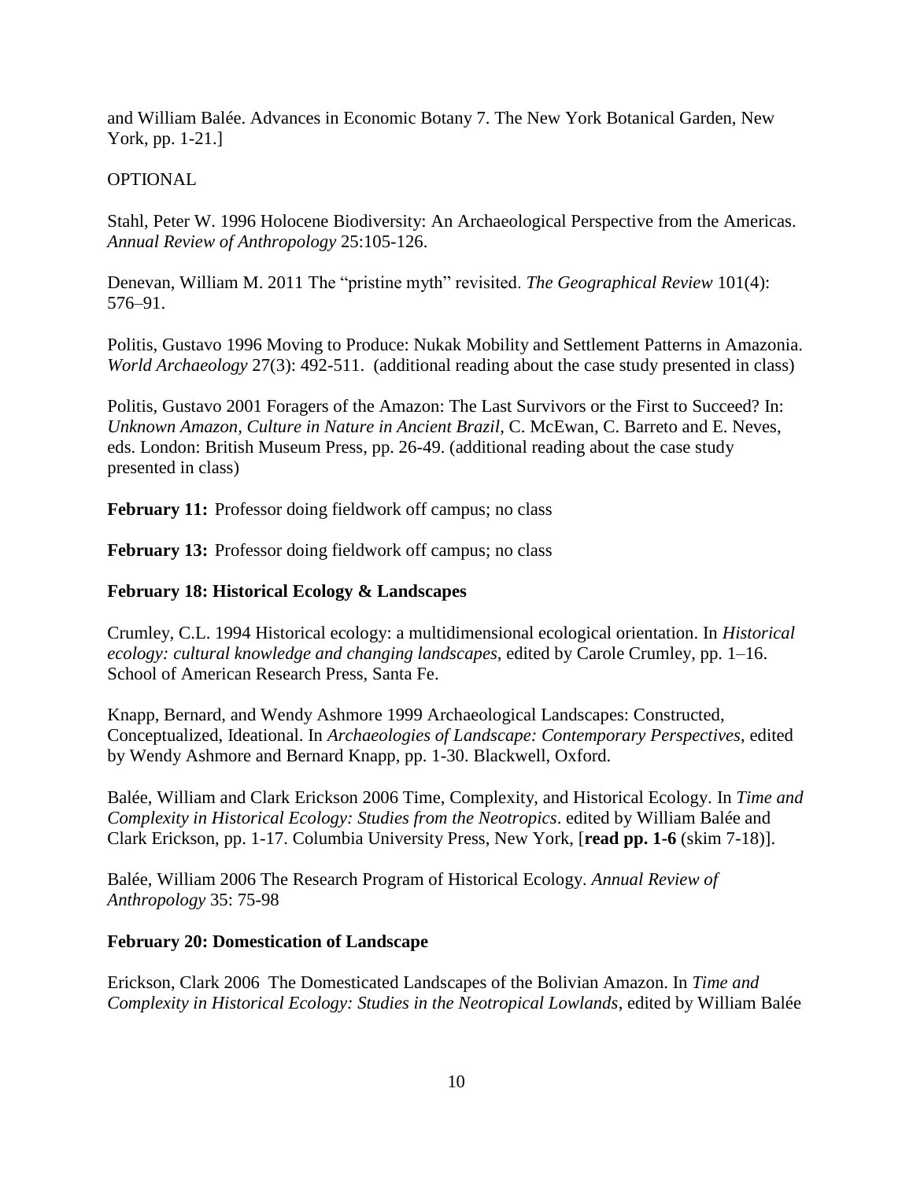and William Balée. Advances in Economic Botany 7. The New York Botanical Garden, New York, pp. 1-21.]

OPTIONAL

Stahl, Peter W. 1996 Holocene Biodiversity: An Archaeological Perspective from the Americas. *Annual Review of Anthropology* 25:105-126.

Denevan, William M. 2011 The "pristine myth" revisited. *The Geographical Review* 101(4): 576–91.

Politis, Gustavo 1996 Moving to Produce: Nukak Mobility and Settlement Patterns in Amazonia. *World Archaeology* 27(3): 492-511. (additional reading about the case study presented in class)

Politis, Gustavo 2001 Foragers of the Amazon: The Last Survivors or the First to Succeed? In: *Unknown Amazon, Culture in Nature in Ancient Brazil*, C. McEwan, C. Barreto and E. Neves, eds. London: British Museum Press, pp. 26-49. (additional reading about the case study presented in class)

**February 11:** Professor doing fieldwork off campus; no class

**February 13:** Professor doing fieldwork off campus; no class

**February 18: Historical Ecology & Landscapes**

Crumley, C.L. 1994 Historical ecology: a multidimensional ecological orientation. In *Historical ecology: cultural knowledge and changing landscapes*, edited by Carole Crumley, pp. 1–16. School of American Research Press, Santa Fe.

Knapp, Bernard, and Wendy Ashmore 1999 Archaeological Landscapes: Constructed, Conceptualized, Ideational. In *Archaeologies of Landscape: Contemporary Perspectives*, edited by Wendy Ashmore and Bernard Knapp, pp. 1-30. Blackwell, Oxford.

Balée, William and Clark Erickson 2006 Time, Complexity, and Historical Ecology. In *Time and Complexity in Historical Ecology: Studies from the Neotropics*. edited by William Balée and Clark Erickson, pp. 1-17. Columbia University Press, New York, [**read pp. 1-6** (skim 7-18)].

Balée, William 2006 The Research Program of Historical Ecology. *Annual Review of Anthropology* 35: 75-98

**February 20: Domestication of Landscape**

Erickson, Clark 2006 The Domesticated Landscapes of the Bolivian Amazon. In *Time and Complexity in Historical Ecology: Studies in the Neotropical Lowlands*, edited by William Balée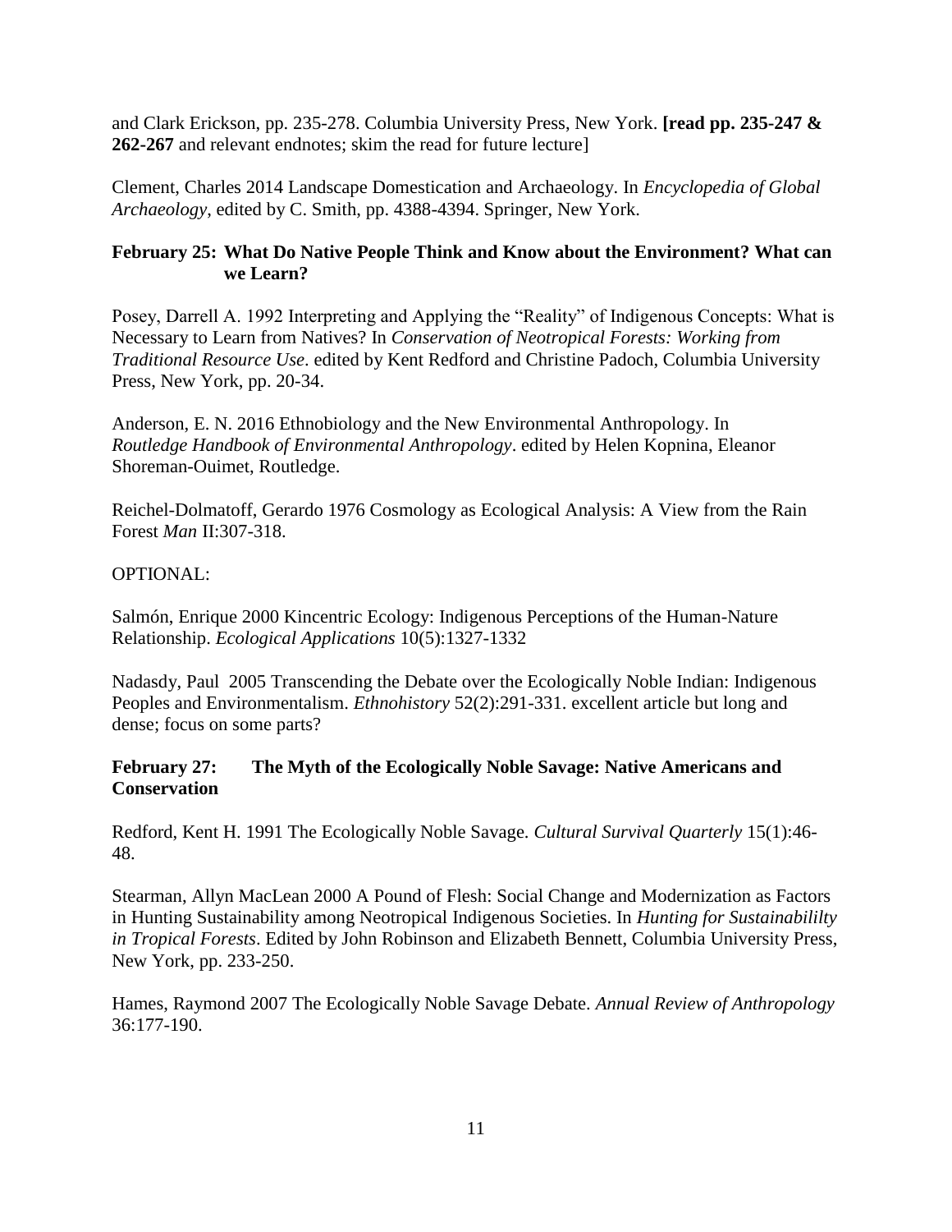and Clark Erickson, pp. 235-278. Columbia University Press, New York. **[read pp. 235-247 & 262-267** and relevant endnotes; skim the read for future lecture]

Clement, Charles 2014 Landscape Domestication and Archaeology. In *Encyclopedia of Global Archaeology*, edited by C. Smith, pp. 4388-4394. Springer, New York.

**February 25: What Do Native People Think and Know about the Environment? What can we Learn?**

Posey, Darrell A. 1992 Interpreting and Applying the "Reality" of Indigenous Concepts: What is Necessary to Learn from Natives? In *Conservation of Neotropical Forests: Working from Traditional Resource Use*. edited by Kent Redford and Christine Padoch, Columbia University Press, New York, pp. 20-34.

Anderson, E. N. 2016 Ethnobiology and the New Environmental Anthropology. In *Routledge Handbook of Environmental Anthropology*. edited by Helen Kopnina, Eleanor Shoreman-Ouimet, Routledge.

Reichel-Dolmatoff, Gerardo 1976 Cosmology as Ecological Analysis: A View from the Rain Forest *Man* II:307-318.

OPTIONAL:

Salmón, Enrique 2000 Kincentric Ecology: Indigenous Perceptions of the Human-Nature Relationship. *Ecological Applications* 10(5):1327-1332

Nadasdy, Paul 2005 Transcending the Debate over the Ecologically Noble Indian: Indigenous Peoples and Environmentalism. *Ethnohistory* 52(2):291-331. excellent article but long and dense; focus on some parts?

**February 27: The Myth of the Ecologically Noble Savage: Native Americans and Conservation**

Redford, Kent H. 1991 The Ecologically Noble Savage. *Cultural Survival Quarterly* 15(1):46-48.

Stearman, Allyn MacLean 2000 A Pound of Flesh: Social Change and Modernization as Factors in Hunting Sustainability among Neotropical Indigenous Societies. In *Hunting for Sustainabililty in Tropical Forests*. Edited by John Robinson and Elizabeth Bennett, Columbia University Press, New York, pp. 233-250.

Hames, Raymond 2007 The Ecologically Noble Savage Debate. *Annual Review of Anthropology* 36:177-190.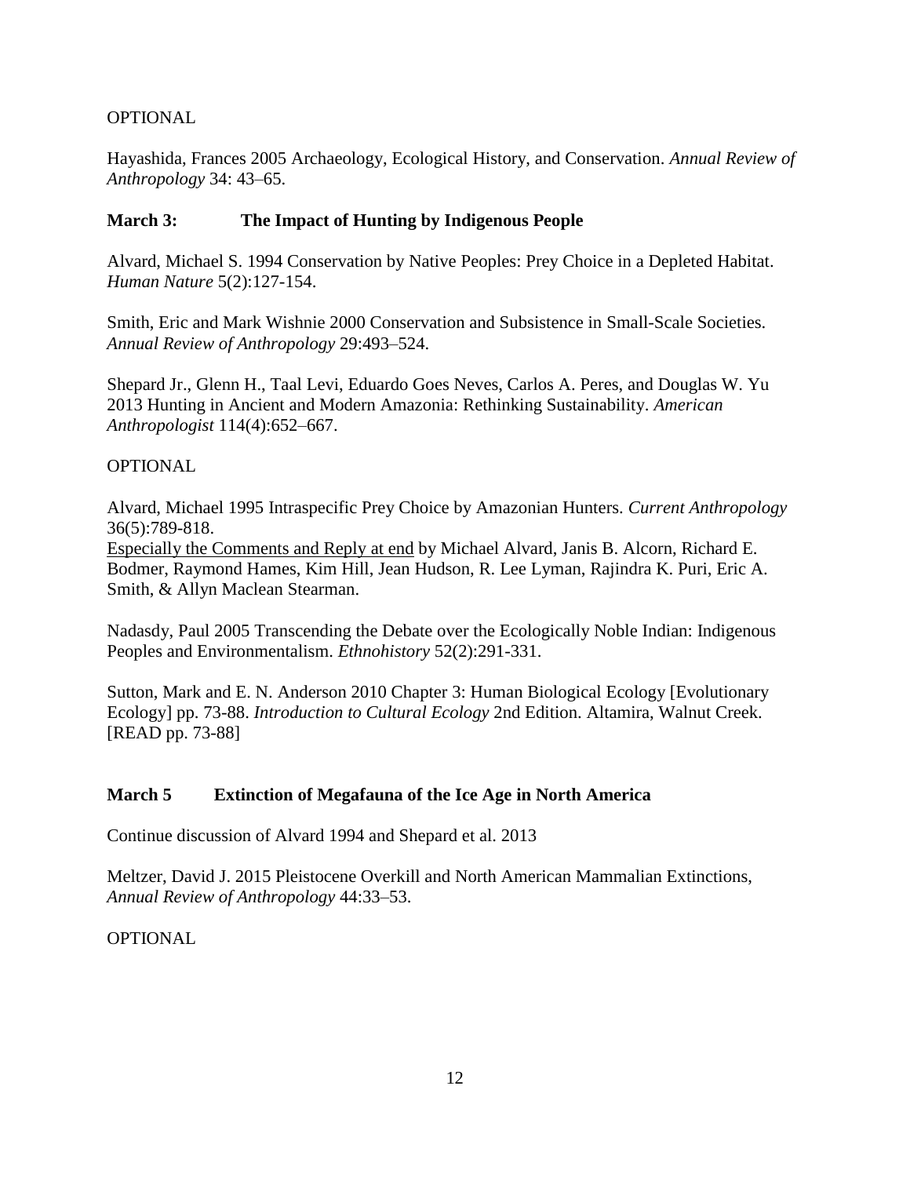OPTIONAL

Hayashida, Frances 2005 Archaeology, Ecological History, and Conservation. *Annual Review of Anthropology* 34: 43–65.

**March 3: The Impact of Hunting by Indigenous People**

Alvard, Michael S. 1994 Conservation by Native Peoples: Prey Choice in a Depleted Habitat. *Human Nature* 5(2):127-154.

Smith, Eric and Mark Wishnie 2000 Conservation and Subsistence in Small-Scale Societies. *Annual Review of Anthropology* 29:493–524.

Shepard Jr., Glenn H., Taal Levi, Eduardo Goes Neves, Carlos A. Peres, and Douglas W. Yu 2013 Hunting in Ancient and Modern Amazonia: Rethinking Sustainability. *American Anthropologist* 114(4):652–667.

OPTIONAL

Alvard, Michael 1995 Intraspecific Prey Choice by Amazonian Hunters. *Current Anthropology* 36(5):789-818.
<u>Especially the Comments and Reply at end</u> by Michael Alvard, Janis B. Alcorn, Richard E. Bodmer, Raymond Hames, Kim Hill, Jean Hudson, R. Lee Lyman, Rajindra K. Puri, Eric A. Smith, & Allyn Maclean Stearman.

Nadasdy, Paul 2005 Transcending the Debate over the Ecologically Noble Indian: Indigenous Peoples and Environmentalism. *Ethnohistory* 52(2):291-331.

Sutton, Mark and E. N. Anderson 2010 Chapter 3: Human Biological Ecology [Evolutionary Ecology] pp. 73-88. *Introduction to Cultural Ecology* 2nd Edition. Altamira, Walnut Creek. [READ pp. 73-88]

**March 5 Extinction of Megafauna of the Ice Age in North America**

Continue discussion of Alvard 1994 and Shepard et al. 2013

Meltzer, David J. 2015 Pleistocene Overkill and North American Mammalian Extinctions, *Annual Review of Anthropology* 44:33–53.

OPTIONAL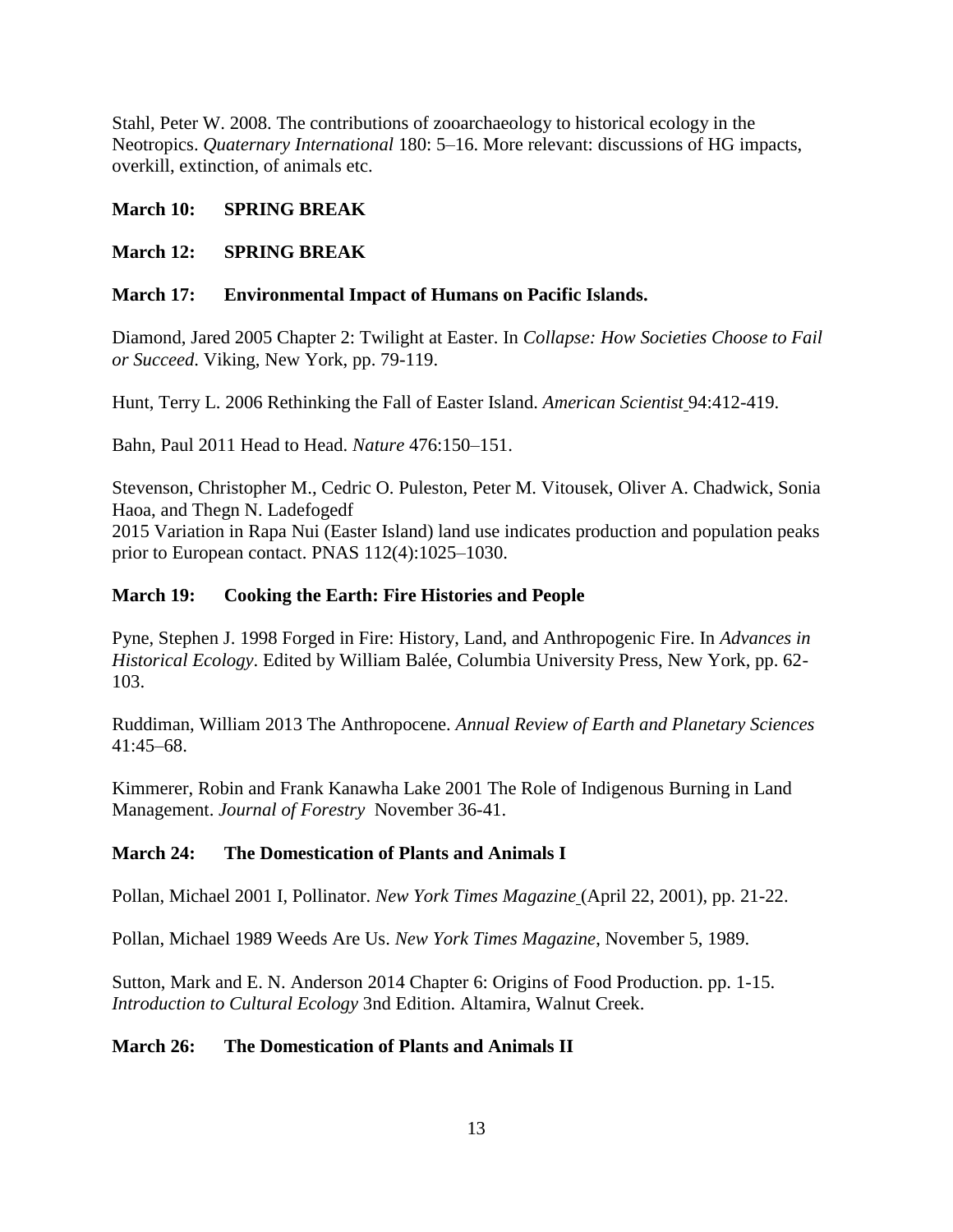Stahl, Peter W. 2008. The contributions of zooarchaeology to historical ecology in the Neotropics. *Quaternary International* 180: 5–16. More relevant: discussions of HG impacts, overkill, extinction, of animals etc.

**March 10: SPRING BREAK**

**March 12: SPRING BREAK**

**March 17: Environmental Impact of Humans on Pacific Islands.**

Diamond, Jared 2005 Chapter 2: Twilight at Easter. In *Collapse: How Societies Choose to Fail or Succeed.* Viking, New York, pp. 79-119.

Hunt, Terry L. 2006 Rethinking the Fall of Easter Island. *American Scientist* 94:412-419.

Bahn, Paul 2011 Head to Head. *Nature* 476:150–151.

Stevenson, Christopher M., Cedric O. Puleston, Peter M. Vitousek, Oliver A. Chadwick, Sonia Haoa, and Thegn N. Ladefogedf
2015 Variation in Rapa Nui (Easter Island) land use indicates production and population peaks prior to European contact. PNAS 112(4):1025–1030.

**March 19: Cooking the Earth: Fire Histories and People**

Pyne, Stephen J. 1998 Forged in Fire: History, Land, and Anthropogenic Fire. In *Advances in Historical Ecology*. Edited by William Balée, Columbia University Press, New York, pp. 62-103.

Ruddiman, William 2013 The Anthropocene. *Annual Review of Earth and Planetary Sciences* 41:45–68.

Kimmerer, Robin and Frank Kanawha Lake 2001 The Role of Indigenous Burning in Land Management. *Journal of Forestry* November 36-41.

**March 24: The Domestication of Plants and Animals I**

Pollan, Michael 2001 I, Pollinator. *New York Times Magazine* (April 22, 2001), pp. 21-22.

Pollan, Michael 1989 Weeds Are Us. *New York Times Magazine*, November 5, 1989.

Sutton, Mark and E. N. Anderson 2014 Chapter 6: Origins of Food Production. pp. 1-15. *Introduction to Cultural Ecology* 3nd Edition. Altamira, Walnut Creek.

**March 26: The Domestication of Plants and Animals II**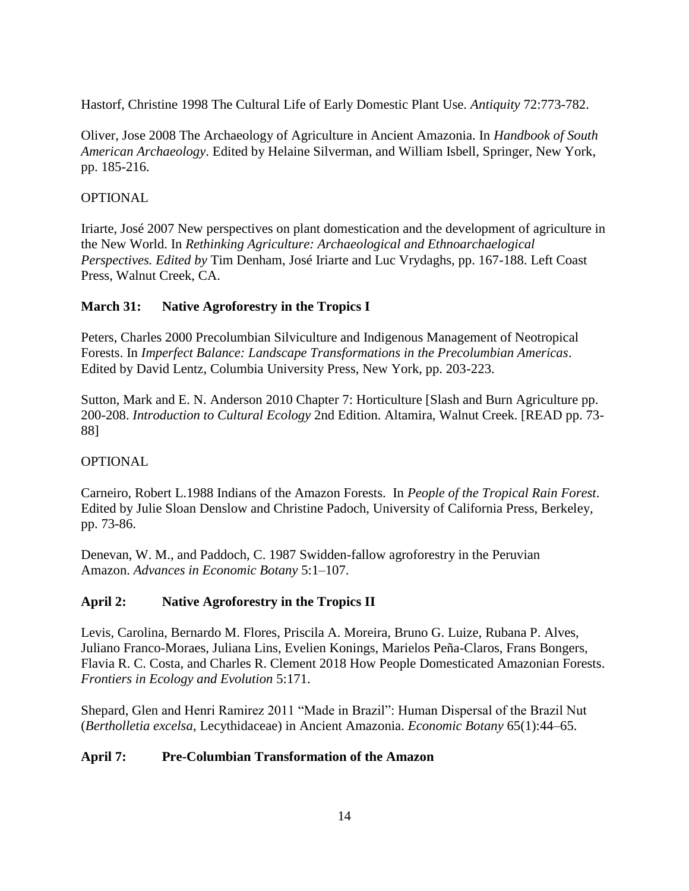Hastorf, Christine 1998 The Cultural Life of Early Domestic Plant Use. *Antiquity* 72:773-782.

Oliver, Jose 2008 The Archaeology of Agriculture in Ancient Amazonia. In *Handbook of South American Archaeology*. Edited by Helaine Silverman, and William Isbell, Springer, New York, pp. 185-216.

OPTIONAL

Iriarte, José 2007 New perspectives on plant domestication and the development of agriculture in the New World. In *Rethinking Agriculture: Archaeological and Ethnoarchaelogical Perspectives. Edited by* Tim Denham, José Iriarte and Luc Vrydaghs, pp. 167-188. Left Coast Press, Walnut Creek, CA.

**March 31: Native Agroforestry in the Tropics I**

Peters, Charles 2000 Precolumbian Silviculture and Indigenous Management of Neotropical Forests. In *Imperfect Balance: Landscape Transformations in the Precolumbian Americas*. Edited by David Lentz, Columbia University Press, New York, pp. 203-223.

Sutton, Mark and E. N. Anderson 2010 Chapter 7: Horticulture [Slash and Burn Agriculture pp. 200-208. *Introduction to Cultural Ecology* 2nd Edition. Altamira, Walnut Creek. [READ pp. 73-88]

OPTIONAL

Carneiro, Robert L.1988 Indians of the Amazon Forests. In *People of the Tropical Rain Forest*. Edited by Julie Sloan Denslow and Christine Padoch, University of California Press, Berkeley, pp. 73-86.

Denevan, W. M., and Paddoch, C. 1987 Swidden-fallow agroforestry in the Peruvian Amazon. *Advances in Economic Botany* 5:1–107.

**April 2: Native Agroforestry in the Tropics II**

Levis, Carolina, Bernardo M. Flores, Priscila A. Moreira, Bruno G. Luize, Rubana P. Alves, Juliano Franco-Moraes, Juliana Lins, Evelien Konings, Marielos Peña-Claros, Frans Bongers, Flavia R. C. Costa, and Charles R. Clement 2018 How People Domesticated Amazonian Forests. *Frontiers in Ecology and Evolution* 5:171.

Shepard, Glen and Henri Ramirez 2011 "Made in Brazil": Human Dispersal of the Brazil Nut (*Bertholletia excelsa*, Lecythidaceae) in Ancient Amazonia. *Economic Botany* 65(1):44–65.

**April 7: Pre-Columbian Transformation of the Amazon**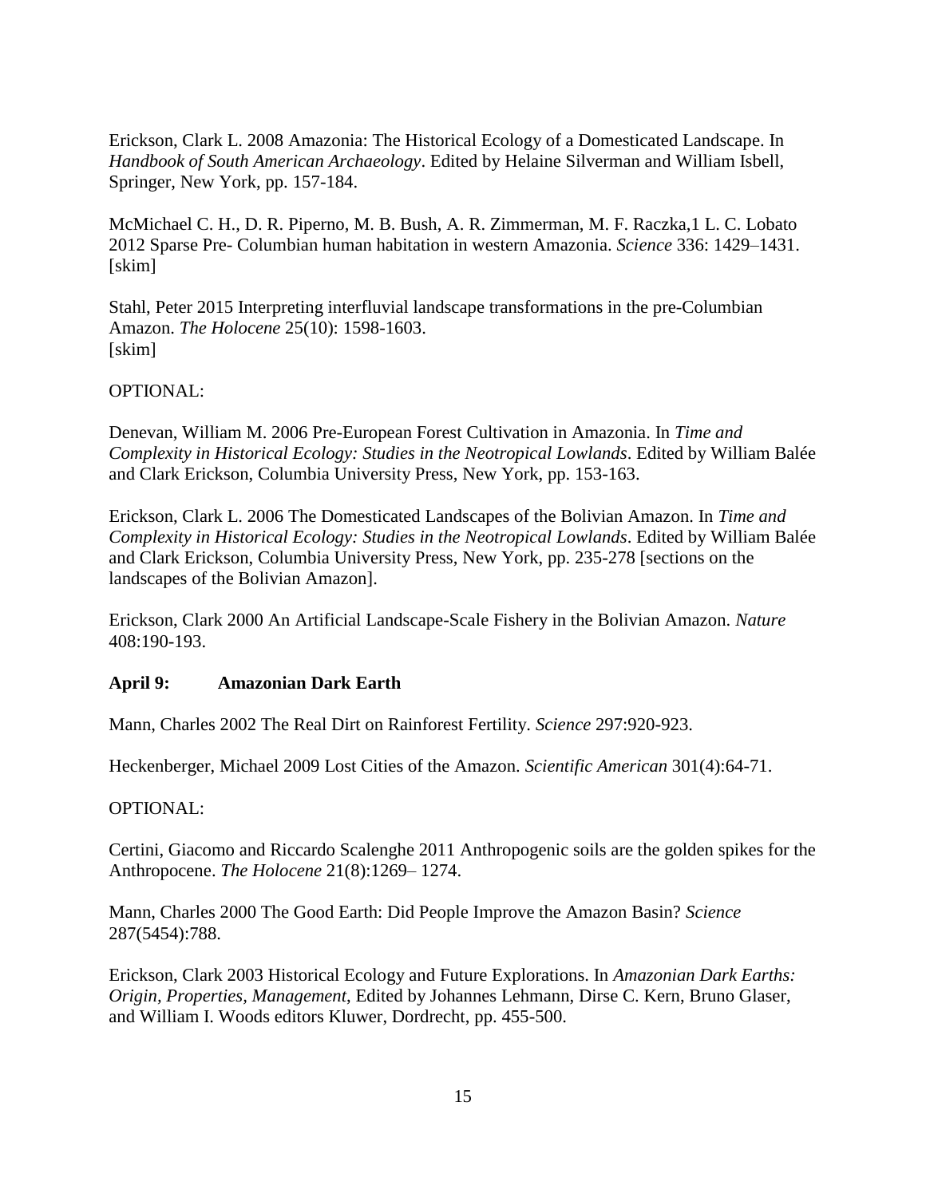Erickson, Clark L. 2008 Amazonia: The Historical Ecology of a Domesticated Landscape. In *Handbook of South American Archaeology*. Edited by Helaine Silverman and William Isbell, Springer, New York, pp. 157-184.

McMichael C. H., D. R. Piperno, M. B. Bush, A. R. Zimmerman, M. F. Raczka,1 L. C. Lobato 2012 Sparse Pre- Columbian human habitation in western Amazonia. *Science* 336: 1429–1431. [skim]

Stahl, Peter 2015 Interpreting interfluvial landscape transformations in the pre-Columbian Amazon. *The Holocene* 25(10): 1598-1603.
[skim]

OPTIONAL:

Denevan, William M. 2006 Pre-European Forest Cultivation in Amazonia. In *Time and Complexity in Historical Ecology: Studies in the Neotropical Lowlands*. Edited by William Balée and Clark Erickson, Columbia University Press, New York, pp. 153-163.

Erickson, Clark L. 2006 The Domesticated Landscapes of the Bolivian Amazon. In *Time and Complexity in Historical Ecology: Studies in the Neotropical Lowlands*. Edited by William Balée and Clark Erickson, Columbia University Press, New York, pp. 235-278 [sections on the landscapes of the Bolivian Amazon].

Erickson, Clark 2000 An Artificial Landscape-Scale Fishery in the Bolivian Amazon. *Nature* 408:190-193.

**April 9: Amazonian Dark Earth**

Mann, Charles 2002 The Real Dirt on Rainforest Fertility. *Science* 297:920-923.

Heckenberger, Michael 2009 Lost Cities of the Amazon. *Scientific American* 301(4):64-71.

OPTIONAL:

Certini, Giacomo and Riccardo Scalenghe 2011 Anthropogenic soils are the golden spikes for the Anthropocene. *The Holocene* 21(8):1269– 1274.

Mann, Charles 2000 The Good Earth: Did People Improve the Amazon Basin? *Science* 287(5454):788.

Erickson, Clark 2003 Historical Ecology and Future Explorations. In *Amazonian Dark Earths: Origin, Properties, Management*, Edited by Johannes Lehmann, Dirse C. Kern, Bruno Glaser, and William I. Woods editors Kluwer, Dordrecht, pp. 455-500.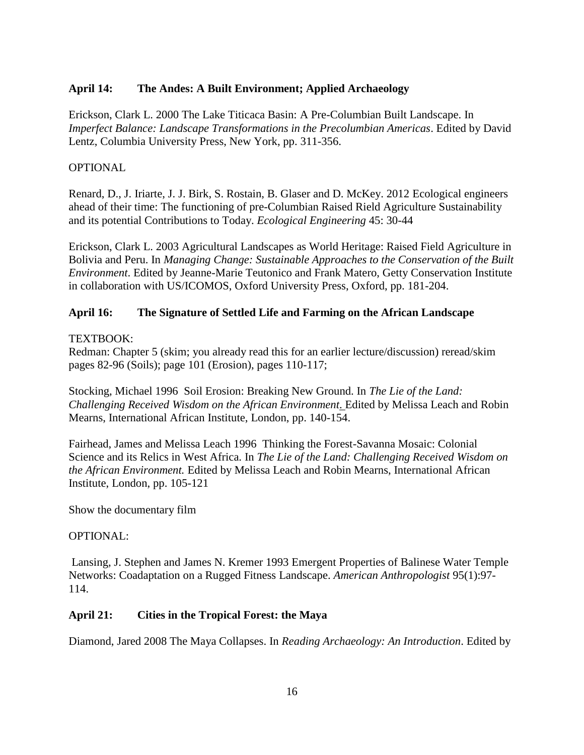**April 14: The Andes: A Built Environment; Applied Archaeology**

Erickson, Clark L. 2000 The Lake Titicaca Basin: A Pre-Columbian Built Landscape. In *Imperfect Balance: Landscape Transformations in the Precolumbian Americas*. Edited by David Lentz, Columbia University Press, New York, pp. 311-356.

OPTIONAL

Renard, D., J. Iriarte, J. J. Birk, S. Rostain, B. Glaser and D. McKey. 2012 Ecological engineers ahead of their time: The functioning of pre-Columbian Raised Rield Agriculture Sustainability and its potential Contributions to Today. *Ecological Engineering* 45: 30-44

Erickson, Clark L. 2003 Agricultural Landscapes as World Heritage: Raised Field Agriculture in Bolivia and Peru. In *Managing Change: Sustainable Approaches to the Conservation of the Built Environment*. Edited by Jeanne-Marie Teutonico and Frank Matero, Getty Conservation Institute in collaboration with US/ICOMOS, Oxford University Press, Oxford, pp. 181-204.

**April 16: The Signature of Settled Life and Farming on the African Landscape**

TEXTBOOK:
Redman: Chapter 5 (skim; you already read this for an earlier lecture/discussion) reread/skim pages 82-96 (Soils); page 101 (Erosion), pages 110-117;

Stocking, Michael 1996 Soil Erosion: Breaking New Ground. In *The Lie of the Land: Challenging Received Wisdom on the African Environment.* Edited by Melissa Leach and Robin Mearns, International African Institute, London, pp. 140-154.

Fairhead, James and Melissa Leach 1996 Thinking the Forest-Savanna Mosaic: Colonial Science and its Relics in West Africa. In *The Lie of the Land: Challenging Received Wisdom on the African Environment.* Edited by Melissa Leach and Robin Mearns, International African Institute, London, pp. 105-121

Show the documentary film

OPTIONAL:

Lansing, J. Stephen and James N. Kremer 1993 Emergent Properties of Balinese Water Temple Networks: Coadaptation on a Rugged Fitness Landscape. *American Anthropologist* 95(1):97-114.

**April 21: Cities in the Tropical Forest: the Maya**

Diamond, Jared 2008 The Maya Collapses. In *Reading Archaeology: An Introduction*. Edited by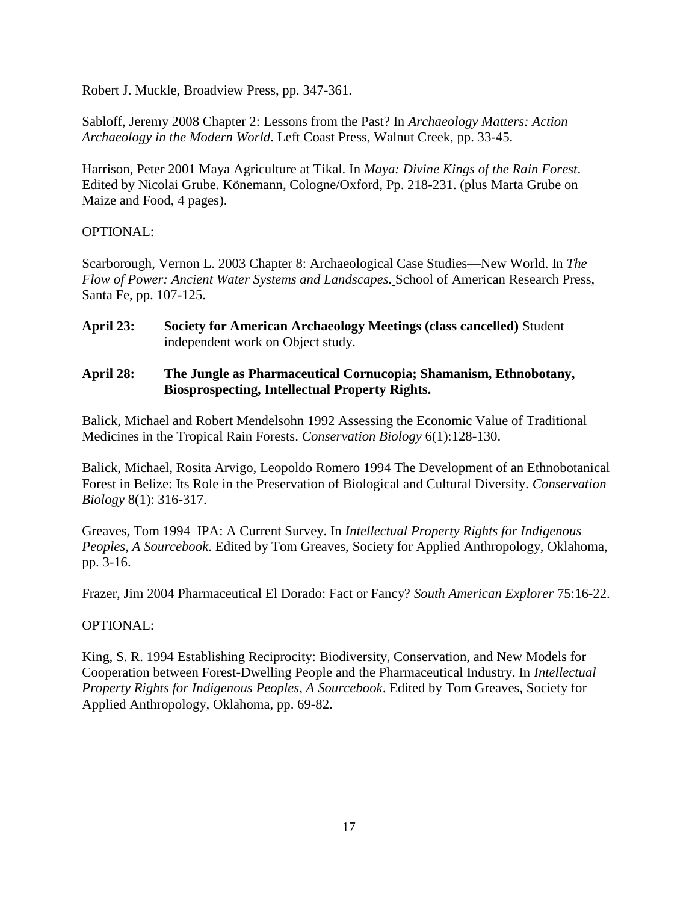Robert J. Muckle, Broadview Press, pp. 347-361.

Sabloff, Jeremy 2008 Chapter 2: Lessons from the Past? In *Archaeology Matters: Action Archaeology in the Modern World*. Left Coast Press, Walnut Creek, pp. 33-45.

Harrison, Peter 2001 Maya Agriculture at Tikal. In *Maya: Divine Kings of the Rain Forest*. Edited by Nicolai Grube. Könemann, Cologne/Oxford, Pp. 218-231. (plus Marta Grube on Maize and Food, 4 pages).

OPTIONAL:

Scarborough, Vernon L. 2003 Chapter 8: Archaeological Case Studies—New World. In *The Flow of Power: Ancient Water Systems and Landscapes.* School of American Research Press, Santa Fe, pp. 107-125.

**April 23:** **Society for American Archaeology Meetings (class cancelled)** Student independent work on Object study.

**April 28:** **The Jungle as Pharmaceutical Cornucopia; Shamanism, Ethnobotany, Biosprospecting, Intellectual Property Rights.**

Balick, Michael and Robert Mendelsohn 1992 Assessing the Economic Value of Traditional Medicines in the Tropical Rain Forests. *Conservation Biology* 6(1):128-130.

Balick, Michael, Rosita Arvigo, Leopoldo Romero 1994 The Development of an Ethnobotanical Forest in Belize: Its Role in the Preservation of Biological and Cultural Diversity. *Conservation Biology* 8(1): 316-317.

Greaves, Tom 1994 IPA: A Current Survey. In *Intellectual Property Rights for Indigenous Peoples, A Sourcebook*. Edited by Tom Greaves, Society for Applied Anthropology, Oklahoma, pp. 3-16.

Frazer, Jim 2004 Pharmaceutical El Dorado: Fact or Fancy? *South American Explorer* 75:16-22.

OPTIONAL:

King, S. R. 1994 Establishing Reciprocity: Biodiversity, Conservation, and New Models for Cooperation between Forest-Dwelling People and the Pharmaceutical Industry. In *Intellectual Property Rights for Indigenous Peoples, A Sourcebook*. Edited by Tom Greaves, Society for Applied Anthropology, Oklahoma, pp. 69-82.